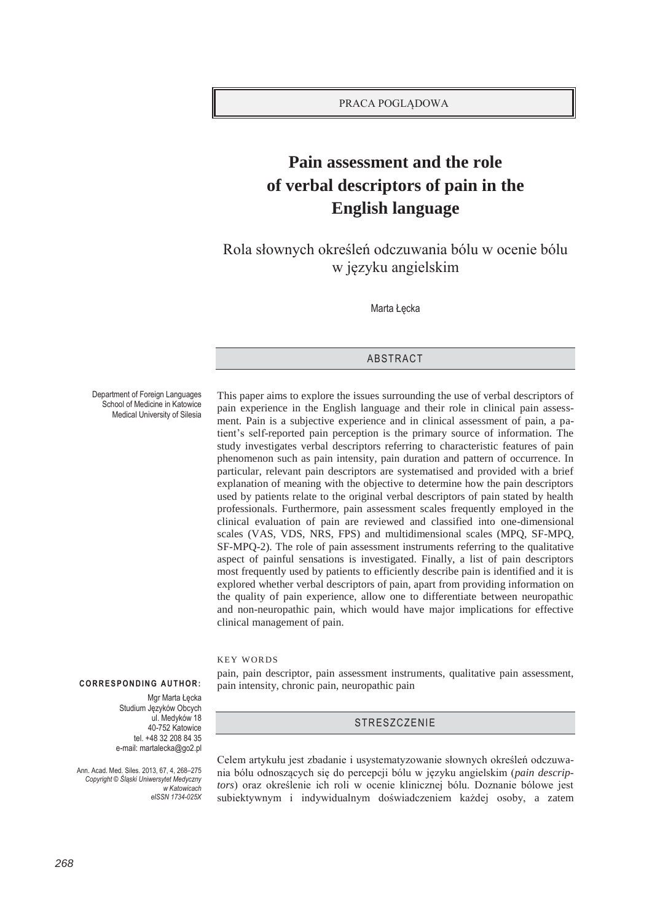PRACA POGLĄDOWA

# Pain assessment and the role of verbal descriptors of pain in the English language

## Rola słownych określeń odczuwania bólu w ocenie bólu w języku angielskim

Marta Łęcka

Department of Foreign Languages
School of Medicine in Katowice
Medical University of Silesia

### ABSTRACT

This paper aims to explore the issues surrounding the use of verbal descriptors of pain experience in the English language and their role in clinical pain assessment. Pain is a subjective experience and in clinical assessment of pain, a patient's self-reported pain perception is the primary source of information. The study investigates verbal descriptors referring to characteristic features of pain phenomenon such as pain intensity, pain duration and pattern of occurrence. In particular, relevant pain descriptors are systematised and provided with a brief explanation of meaning with the objective to determine how the pain descriptors used by patients relate to the original verbal descriptors of pain stated by health professionals. Furthermore, pain assessment scales frequently employed in the clinical evaluation of pain are reviewed and classified into one-dimensional scales (VAS, VDS, NRS, FPS) and multidimensional scales (MPQ, SF-MPQ, SF-MPQ-2). The role of pain assessment instruments referring to the qualitative aspect of painful sensations is investigated. Finally, a list of pain descriptors most frequently used by patients to efficiently describe pain is identified and it is explored whether verbal descriptors of pain, apart from providing information on the quality of pain experience, allow one to differentiate between neuropathic and non-neuropathic pain, which would have major implications for effective clinical management of pain.

KEY WORDS

pain, pain descriptor, pain assessment instruments, qualitative pain assessment, pain intensity, chronic pain, neuropathic pain

**CORRESPONDING AUTHOR:**

Mgr Marta Łęcka
Studium Języków Obcych
ul. Medyków 18
40-752 Katowice
tel. +48 32 208 84 35
e-mail: martalecka@go2.pl

Ann. Acad. Med. Siles. 2013, 67, 4, 268–275
*Copyright © Śląski Uniwersytet Medyczny w Katowicach*
*eISSN 1734-025X*

### STRESZCZENIE

Celem artykułu jest zbadanie i usystematyzowanie słownych określeń odczuwania bólu odnoszących się do percepcji bólu w języku angielskim (*pain descriptors*) oraz określenie ich roli w ocenie klinicznej bólu. Doznanie bólowe jest subiektywnym i indywidualnym doświadczeniem każdej osoby, a zatem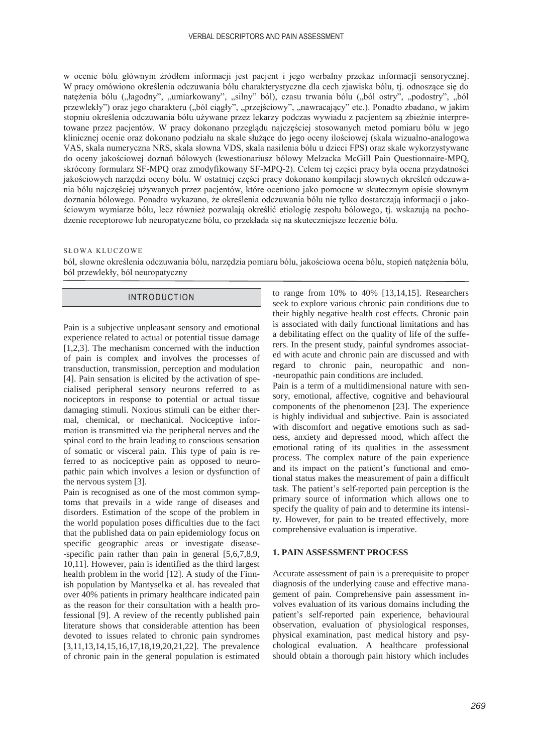w ocenie bólu głównym źródłem informacji jest pacjent i jego werbalny przekaz informacji sensorycznej. W pracy omówiono określenia odczuwania bólu charakterystyczne dla cech zjawiska bólu, tj. odnoszące się do natężenia bólu („łagodny", „umiarkowany", „silny" ból), czasu trwania bólu („ból ostry", „podostry", „ból przewlekły") oraz jego charakteru („ból ciągły", „przejściowy", „nawracający" etc.). Ponadto zbadano, w jakim stopniu określenia odczuwania bólu używane przez lekarzy podczas wywiadu z pacjentem są zbieżnie interpretowane przez pacjentów. W pracy dokonano przeglądu najczęściej stosowanych metod pomiaru bólu w jego klinicznej ocenie oraz dokonano podziału na skale służące do jego oceny ilościowej (skala wizualnie-analogowa VAS, skala numeryczna NRS, skala słowna VDS, skala nasilenia bólu u dzieci FPS) oraz skale wykorzystywane do oceny jakościowej doznań bólowych (kwestionariusz bólowy Melzacka McGill Pain Questionnaire-MPQ, skrócony formularz SF-MPQ oraz zmodyfikowany SF-MPQ-2). Celem tej części pracy była ocena przydatności jakościowych narzędzi oceny bólu. W ostatniej części pracy dokonano kompilacji słownych określeń odczuwania bólu najczęściej używanych przez pacjentów, które oceniono jako pomocne w skutecznym opisie słownym doznania bólowego. Ponadto wykazano, że określenia odczuwania bólu nie tylko dostarczają informacji o jakościowym wymiarze bólu, lecz również pozwalają określić etiologię zespołu bólowego, tj. wskazują na pochodzenie receptorowe lub neuropatyczne bólu, co przekłada się na skuteczniejsze leczenie bólu.

SŁOWA KLUCZOWE

ból, słowne określenia odczuwania bólu, narzędzia pomiaru bólu, jakościowa ocena bólu, stopień natężenia bólu, ból przewlekły, ból neuropatyczny

## INTRODUCTION

Pain is a subjective unpleasant sensory and emotional experience related to actual or potential tissue damage [1,2,3]. The mechanism concerned with the induction of pain is complex and involves the processes of transduction, transmission, perception and modulation [4]. Pain sensation is elicited by the activation of specialised peripheral sensory neurons referred to as nociceptors in response to potential or actual tissue damaging stimuli. Noxious stimuli can be either thermal, chemical, or mechanical. Nociceptive information is transmitted via the peripheral nerves and the spinal cord to the brain leading to conscious sensation of somatic or visceral pain. This type of pain is referred to as nociceptive pain as opposed to neuropathic pain which involves a lesion or dysfunction of the nervous system [3].

Pain is recognised as one of the most common symptoms that prevails in a wide range of diseases and disorders. Estimation of the scope of the problem in the world population poses difficulties due to the fact that the published data on pain epidemiology focus on specific geographic areas or investigate disease-specific pain rather than pain in general [5,6,7,8,9,10,11]. However, pain is identified as the third largest health problem in the world [12]. A study of the Finnish population by Mantyselka et al. has revealed that over 40% patients in primary healthcare indicated pain as the reason for their consultation with a health professional [9]. A review of the recently published pain literature shows that considerable attention has been devoted to issues related to chronic pain syndromes [3,11,13,14,15,16,17,18,19,20,21,22]. The prevalence of chronic pain in the general population is estimated to range from 10% to 40% [13,14,15]. Researchers seek to explore various chronic pain conditions due to their highly negative health cost effects. Chronic pain is associated with daily functional limitations and has a debilitating effect on the quality of life of the sufferers. In the present study, painful syndromes associated with acute and chronic pain are discussed and with regard to chronic pain, neuropathic and non-neuropathic pain conditions are included.

Pain is a term of a multidimensional nature with sensory, emotional, affective, cognitive and behavioural components of the phenomenon [23]. The experience is highly individual and subjective. Pain is associated with discomfort and negative emotions such as sadness, anxiety and depressed mood, which affect the emotional rating of its qualities in the assessment process. The complex nature of the pain experience and its impact on the patient's functional and emotional status makes the measurement of pain a difficult task. The patient's self-reported pain perception is the primary source of information which allows one to specify the quality of pain and to determine its intensity. However, for pain to be treated effectively, more comprehensive evaluation is imperative.

## 1. PAIN ASSESSMENT PROCESS

Accurate assessment of pain is a prerequisite to proper diagnosis of the underlying cause and effective management of pain. Comprehensive pain assessment involves evaluation of its various domains including the patient's self-reported pain experience, behavioural observation, evaluation of physiological responses, physical examination, past medical history and psychological evaluation. A healthcare professional should obtain a thorough pain history which includes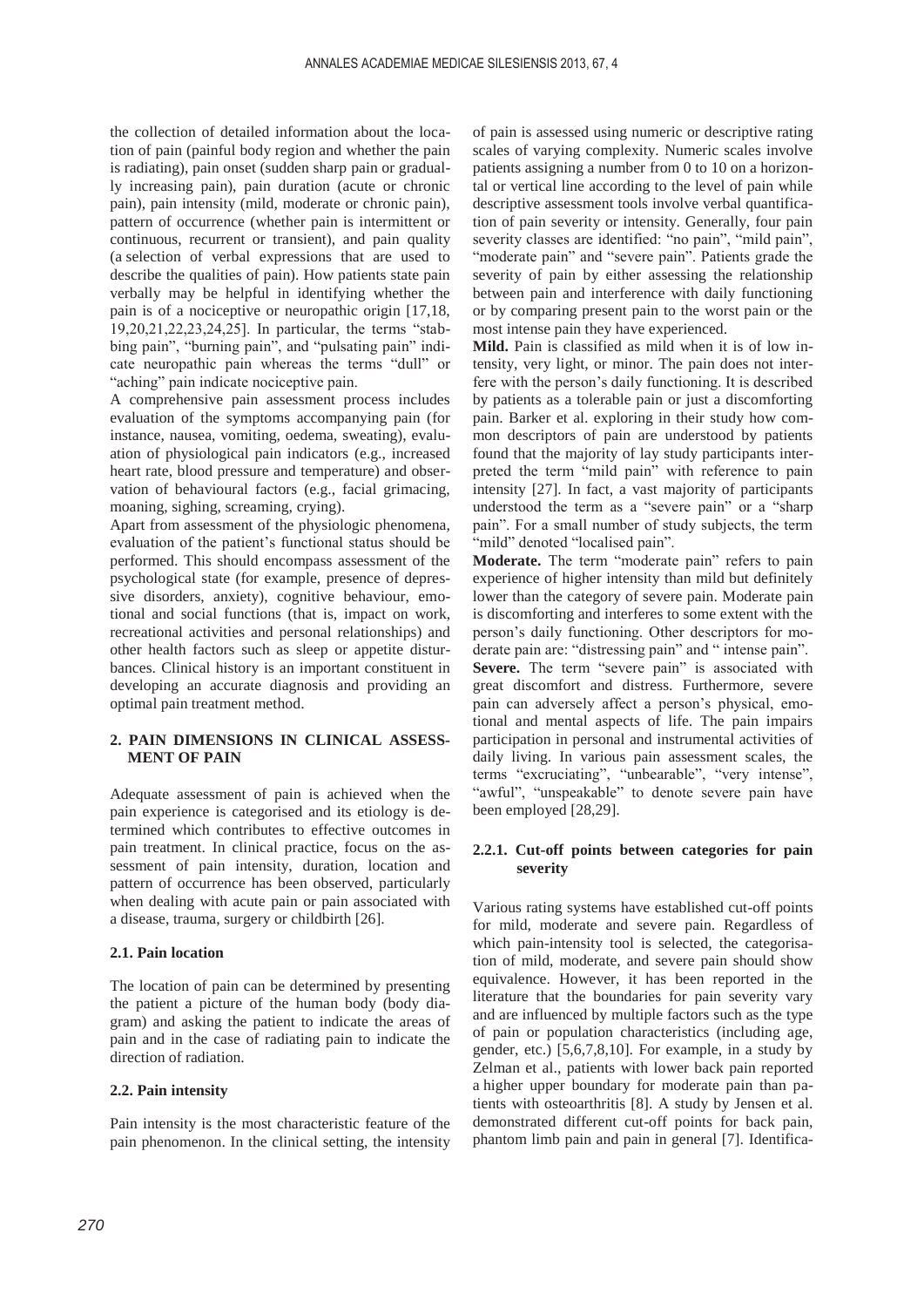the collection of detailed information about the location of pain (painful body region and whether the pain is radiating), pain onset (sudden sharp pain or gradually increasing pain), pain duration (acute or chronic pain), pain intensity (mild, moderate or chronic pain), pattern of occurrence (whether pain is intermittent or continuous, recurrent or transient), and pain quality (a selection of verbal expressions that are used to describe the qualities of pain). How patients state pain verbally may be helpful in identifying whether the pain is of a nociceptive or neuropathic origin [17,18,19,20,21,22,23,24,25]. In particular, the terms "stabbing pain", "burning pain", and "pulsating pain" indicate neuropathic pain whereas the terms "dull" or "aching" pain indicate nociceptive pain.

A comprehensive pain assessment process includes evaluation of the symptoms accompanying pain (for instance, nausea, vomiting, oedema, sweating), evaluation of physiological pain indicators (e.g., increased heart rate, blood pressure and temperature) and observation of behavioural factors (e.g., facial grimacing, moaning, sighing, screaming, crying).

Apart from assessment of the physiologic phenomena, evaluation of the patient's functional status should be performed. This should encompass assessment of the psychological state (for example, presence of depressive disorders, anxiety), cognitive behaviour, emotional and social functions (that is, impact on work, recreational activities and personal relationships) and other health factors such as sleep or appetite disturbances. Clinical history is an important constituent in developing an accurate diagnosis and providing an optimal pain treatment method.

## 2. PAIN DIMENSIONS IN CLINICAL ASSESSMENT OF PAIN

Adequate assessment of pain is achieved when the pain experience is categorised and its etiology is determined which contributes to effective outcomes in pain treatment. In clinical practice, focus on the assessment of pain intensity, duration, location and pattern of occurrence has been observed, particularly when dealing with acute pain or pain associated with a disease, trauma, surgery or childbirth [26].

### 2.1. Pain location

The location of pain can be determined by presenting the patient a picture of the human body (body diagram) and asking the patient to indicate the areas of pain and in the case of radiating pain to indicate the direction of radiation.

### 2.2. Pain intensity

Pain intensity is the most characteristic feature of the pain phenomenon. In the clinical setting, the intensity of pain is assessed using numeric or descriptive rating scales of varying complexity. Numeric scales involve patients assigning a number from 0 to 10 on a horizontal or vertical line according to the level of pain while descriptive assessment tools involve verbal quantification of pain severity or intensity. Generally, four pain severity classes are identified: "no pain", "mild pain", "moderate pain" and "severe pain". Patients grade the severity of pain by either assessing the relationship between pain and interference with daily functioning or by comparing present pain to the worst pain or the most intense pain they have experienced.

**Mild.** Pain is classified as mild when it is of low intensity, very light, or minor. The pain does not interfere with the person's daily functioning. It is described by patients as a tolerable pain or just a discomforting pain. Barker et al. exploring in their study how common descriptors of pain are understood by patients found that the majority of lay study participants interpreted the term "mild pain" with reference to pain intensity [27]. In fact, a vast majority of participants understood the term as a "severe pain" or a "sharp pain". For a small number of study subjects, the term "mild" denoted "localised pain".

**Moderate.** The term "moderate pain" refers to pain experience of higher intensity than mild but definitely lower than the category of severe pain. Moderate pain is discomforting and interferes to some extent with the person's daily functioning. Other descriptors for moderate pain are: "distressing pain" and " intense pain".

**Severe.** The term "severe pain" is associated with great discomfort and distress. Furthermore, severe pain can adversely affect a person's physical, emotional and mental aspects of life. The pain impairs participation in personal and instrumental activities of daily living. In various pain assessment scales, the terms "excruciating", "unbearable", "very intense", "awful", "unspeakable" to denote severe pain have been employed [28,29].

#### 2.2.1. Cut-off points between categories for pain severity

Various rating systems have established cut-off points for mild, moderate and severe pain. Regardless of which pain-intensity tool is selected, the categorisation of mild, moderate, and severe pain should show equivalence. However, it has been reported in the literature that the boundaries for pain severity vary and are influenced by multiple factors such as the type of pain or population characteristics (including age, gender, etc.) [5,6,7,8,10]. For example, in a study by Zelman et al., patients with lower back pain reported a higher upper boundary for moderate pain than patients with osteoarthritis [8]. A study by Jensen et al. demonstrated different cut-off points for back pain, phantom limb pain and pain in general [7]. Identifica-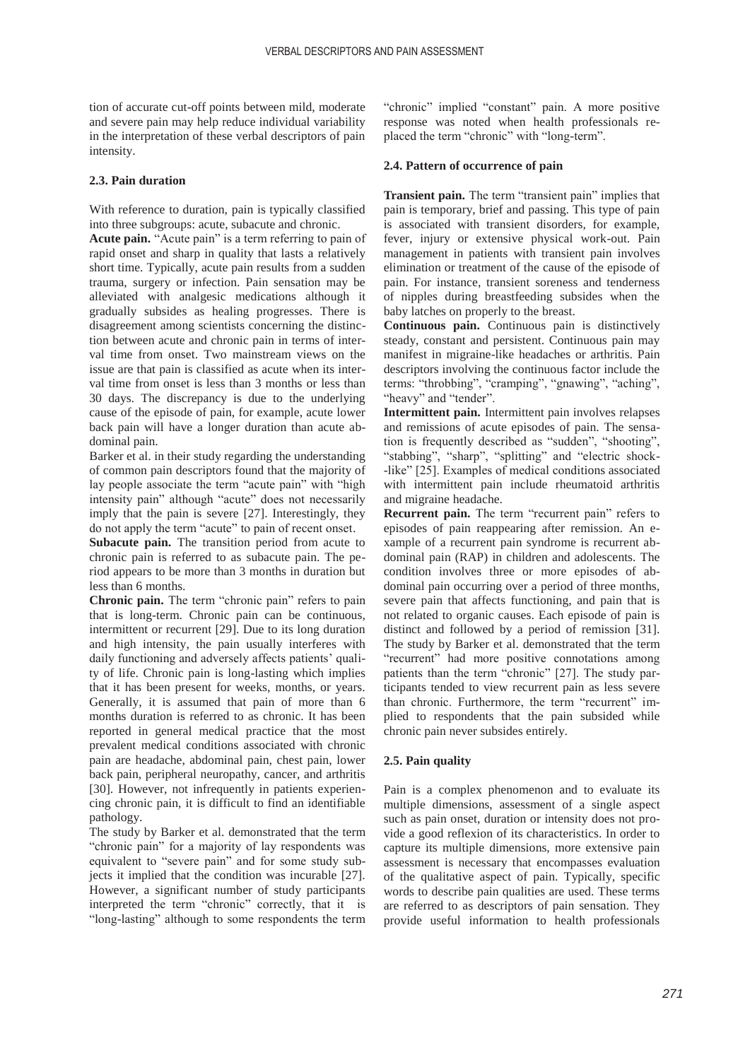tion of accurate cut-off points between mild, moderate and severe pain may help reduce individual variability in the interpretation of these verbal descriptors of pain intensity.

### 2.3. Pain duration

With reference to duration, pain is typically classified into three subgroups: acute, subacute and chronic.

**Acute pain.** "Acute pain" is a term referring to pain of rapid onset and sharp in quality that lasts a relatively short time. Typically, acute pain results from a sudden trauma, surgery or infection. Pain sensation may be alleviated with analgesic medications although it gradually subsides as healing progresses. There is disagreement among scientists concerning the distinction between acute and chronic pain in terms of interval time from onset. Two mainstream views on the issue are that pain is classified as acute when its interval time from onset is less than 3 months or less than 30 days. The discrepancy is due to the underlying cause of the episode of pain, for example, acute lower back pain will have a longer duration than acute abdominal pain.

Barker et al. in their study regarding the understanding of common pain descriptors found that the majority of lay people associate the term "acute pain" with "high intensity pain" although "acute" does not necessarily imply that the pain is severe [27]. Interestingly, they do not apply the term "acute" to pain of recent onset.

**Subacute pain.** The transition period from acute to chronic pain is referred to as subacute pain. The period appears to be more than 3 months in duration but less than 6 months.

**Chronic pain.** The term "chronic pain" refers to pain that is long-term. Chronic pain can be continuous, intermittent or recurrent [29]. Due to its long duration and high intensity, the pain usually interferes with daily functioning and adversely affects patients' quality of life. Chronic pain is long-lasting which implies that it has been present for weeks, months, or years. Generally, it is assumed that pain of more than 6 months duration is referred to as chronic. It has been reported in general medical practice that the most prevalent medical conditions associated with chronic pain are headache, abdominal pain, chest pain, lower back pain, peripheral neuropathy, cancer, and arthritis [30]. However, not infrequently in patients experiencing chronic pain, it is difficult to find an identifiable pathology.

The study by Barker et al. demonstrated that the term "chronic pain" for a majority of lay respondents was equivalent to "severe pain" and for some study subjects it implied that the condition was incurable [27]. However, a significant number of study participants interpreted the term "chronic" correctly, that it is "long-lasting" although to some respondents the term "chronic" implied "constant" pain. A more positive response was noted when health professionals replaced the term "chronic" with "long-term".

### 2.4. Pattern of occurrence of pain

**Transient pain.** The term "transient pain" implies that pain is temporary, brief and passing. This type of pain is associated with transient disorders, for example, fever, injury or extensive physical work-out. Pain management in patients with transient pain involves elimination or treatment of the cause of the episode of pain. For instance, transient soreness and tenderness of nipples during breastfeeding subsides when the baby latches on properly to the breast.

**Continuous pain.** Continuous pain is distinctively steady, constant and persistent. Continuous pain may manifest in migraine-like headaches or arthritis. Pain descriptors involving the continuous factor include the terms: "throbbing", "cramping", "gnawing", "aching", "heavy" and "tender".

**Intermittent pain.** Intermittent pain involves relapses and remissions of acute episodes of pain. The sensation is frequently described as "sudden", "shooting", "stabbing", "sharp", "splitting" and "electric shock-like" [25]. Examples of medical conditions associated with intermittent pain include rheumatoid arthritis and migraine headache.

**Recurrent pain.** The term "recurrent pain" refers to episodes of pain reappearing after remission. An example of a recurrent pain syndrome is recurrent abdominal pain (RAP) in children and adolescents. The condition involves three or more episodes of abdominal pain occurring over a period of three months, severe pain that affects functioning, and pain that is not related to organic causes. Each episode of pain is distinct and followed by a period of remission [31]. The study by Barker et al. demonstrated that the term "recurrent" had more positive connotations among patients than the term "chronic" [27]. The study participants tended to view recurrent pain as less severe than chronic. Furthermore, the term "recurrent" implied to respondents that the pain subsided while chronic pain never subsides entirely.

### 2.5. Pain quality

Pain is a complex phenomenon and to evaluate its multiple dimensions, assessment of a single aspect such as pain onset, duration or intensity does not provide a good reflexion of its characteristics. In order to capture its multiple dimensions, more extensive pain assessment is necessary that encompasses evaluation of the qualitative aspect of pain. Typically, specific words to describe pain qualities are used. These terms are referred to as descriptors of pain sensation. They provide useful information to health professionals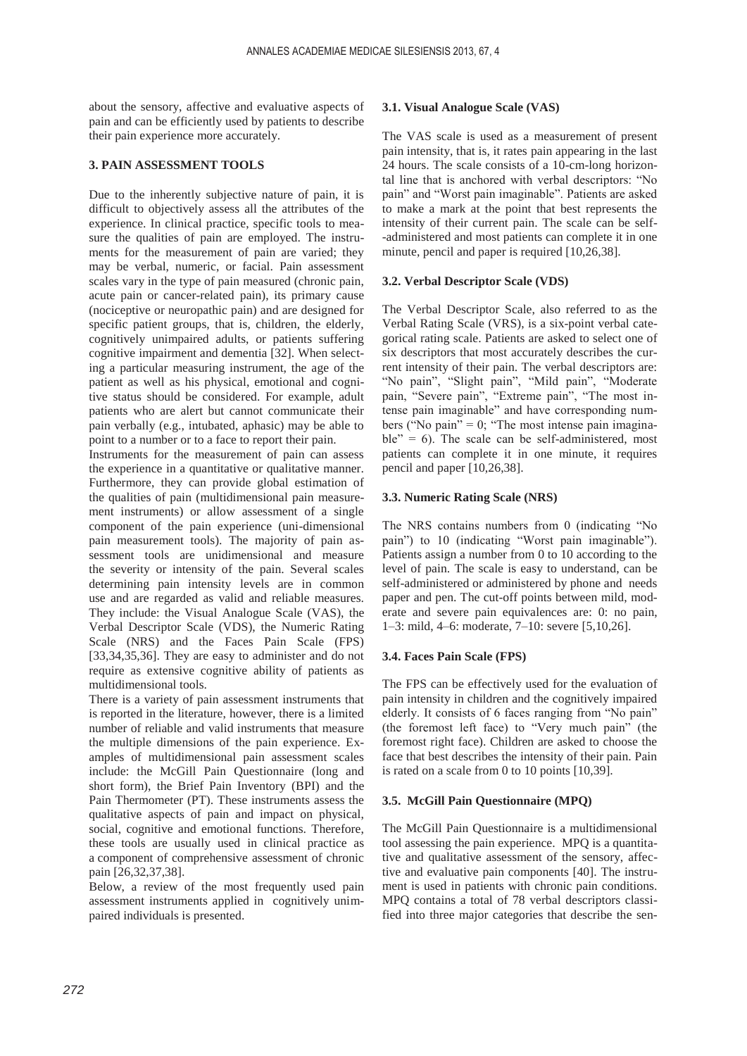about the sensory, affective and evaluative aspects of pain and can be efficiently used by patients to describe their pain experience more accurately.

## 3. PAIN ASSESSMENT TOOLS

Due to the inherently subjective nature of pain, it is difficult to objectively assess all the attributes of the experience. In clinical practice, specific tools to measure the qualities of pain are employed. The instruments for the measurement of pain are varied; they may be verbal, numeric, or facial. Pain assessment scales vary in the type of pain measured (chronic pain, acute pain or cancer-related pain), its primary cause (nociceptive or neuropathic pain) and are designed for specific patient groups, that is, children, the elderly, cognitively unimpaired adults, or patients suffering cognitive impairment and dementia [32]. When selecting a particular measuring instrument, the age of the patient as well as his physical, emotional and cognitive status should be considered. For example, adult patients who are alert but cannot communicate their pain verbally (e.g., intubated, aphasic) may be able to point to a number or to a face to report their pain.

Instruments for the measurement of pain can assess the experience in a quantitative or qualitative manner. Furthermore, they can provide global estimation of the qualities of pain (multidimensional pain measurement instruments) or allow assessment of a single component of the pain experience (uni-dimensional pain measurement tools). The majority of pain assessment tools are unidimensional and measure the severity or intensity of the pain. Several scales determining pain intensity levels are in common use and are regarded as valid and reliable measures. They include: the Visual Analogue Scale (VAS), the Verbal Descriptor Scale (VDS), the Numeric Rating Scale (NRS) and the Faces Pain Scale (FPS) [33,34,35,36]. They are easy to administer and do not require as extensive cognitive ability of patients as multidimensional tools.

There is a variety of pain assessment instruments that is reported in the literature, however, there is a limited number of reliable and valid instruments that measure the multiple dimensions of the pain experience. Examples of multidimensional pain assessment scales include: the McGill Pain Questionnaire (long and short form), the Brief Pain Inventory (BPI) and the Pain Thermometer (PT). These instruments assess the qualitative aspects of pain and impact on physical, social, cognitive and emotional functions. Therefore, these tools are usually used in clinical practice as a component of comprehensive assessment of chronic pain [26,32,37,38].

Below, a review of the most frequently used pain assessment instruments applied in cognitively unimpaired individuals is presented.

### 3.1. Visual Analogue Scale (VAS)

The VAS scale is used as a measurement of present pain intensity, that is, it rates pain appearing in the last 24 hours. The scale consists of a 10-cm-long horizontal line that is anchored with verbal descriptors: "No pain" and "Worst pain imaginable". Patients are asked to make a mark at the point that best represents the intensity of their current pain. The scale can be self-administered and most patients can complete it in one minute, pencil and paper is required [10,26,38].

### 3.2. Verbal Descriptor Scale (VDS)

The Verbal Descriptor Scale, also referred to as the Verbal Rating Scale (VRS), is a six-point verbal categorical rating scale. Patients are asked to select one of six descriptors that most accurately describes the current intensity of their pain. The verbal descriptors are: "No pain", "Slight pain", "Mild pain", "Moderate pain, "Severe pain", "Extreme pain", "The most intense pain imaginable" and have corresponding numbers ("No pain" = 0; "The most intense pain imaginable" = 6). The scale can be self-administered, most patients can complete it in one minute, it requires pencil and paper [10,26,38].

### 3.3. Numeric Rating Scale (NRS)

The NRS contains numbers from 0 (indicating "No pain") to 10 (indicating "Worst pain imaginable"). Patients assign a number from 0 to 10 according to the level of pain. The scale is easy to understand, can be self-administered or administered by phone and needs paper and pen. The cut-off points between mild, moderate and severe pain equivalences are: 0: no pain, 1–3: mild, 4–6: moderate, 7–10: severe [5,10,26].

### 3.4. Faces Pain Scale (FPS)

The FPS can be effectively used for the evaluation of pain intensity in children and the cognitively impaired elderly. It consists of 6 faces ranging from "No pain" (the foremost left face) to "Very much pain" (the foremost right face). Children are asked to choose the face that best describes the intensity of their pain. Pain is rated on a scale from 0 to 10 points [10,39].

### 3.5. McGill Pain Questionnaire (MPQ)

The McGill Pain Questionnaire is a multidimensional tool assessing the pain experience. MPQ is a quantitative and qualitative assessment of the sensory, affective and evaluative pain components [40]. The instrument is used in patients with chronic pain conditions. MPQ contains a total of 78 verbal descriptors classified into three major categories that describe the sen-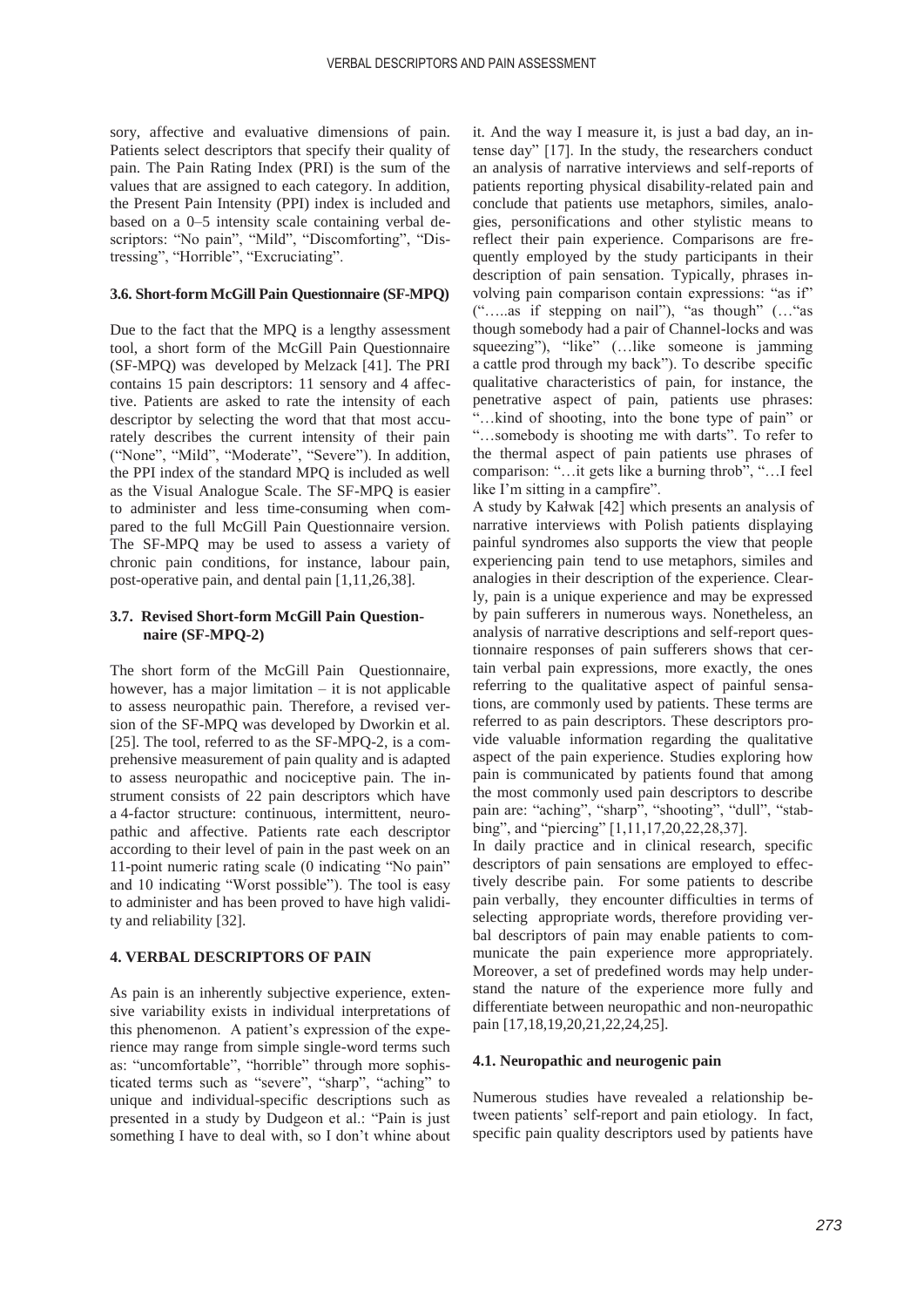sory, affective and evaluative dimensions of pain. Patients select descriptors that specify their quality of pain. The Pain Rating Index (PRI) is the sum of the values that are assigned to each category. In addition, the Present Pain Intensity (PPI) index is included and based on a 0–5 intensity scale containing verbal descriptors: "No pain", "Mild", "Discomforting", "Distressing", "Horrible", "Excruciating".

### 3.6. Short-form McGill Pain Questionnaire (SF-MPQ)

Due to the fact that the MPQ is a lengthy assessment tool, a short form of the McGill Pain Questionnaire (SF-MPQ) was developed by Melzack [41]. The PRI contains 15 pain descriptors: 11 sensory and 4 affective. Patients are asked to rate the intensity of each descriptor by selecting the word that that most accurately describes the current intensity of their pain ("None", "Mild", "Moderate", "Severe"). In addition, the PPI index of the standard MPQ is included as well as the Visual Analogue Scale. The SF-MPQ is easier to administer and less time-consuming when compared to the full McGill Pain Questionnaire version. The SF-MPQ may be used to assess a variety of chronic pain conditions, for instance, labour pain, post-operative pain, and dental pain [1,11,26,38].

### 3.7. Revised Short-form McGill Pain Questionnaire (SF-MPQ-2)

The short form of the McGill Pain Questionnaire, however, has a major limitation – it is not applicable to assess neuropathic pain. Therefore, a revised version of the SF-MPQ was developed by Dworkin et al. [25]. The tool, referred to as the SF-MPQ-2, is a comprehensive measurement of pain quality and is adapted to assess neuropathic and nociceptive pain. The instrument consists of 22 pain descriptors which have a 4-factor structure: continuous, intermittent, neuropathic and affective. Patients rate each descriptor according to their level of pain in the past week on an 11-point numeric rating scale (0 indicating "No pain" and 10 indicating "Worst possible"). The tool is easy to administer and has been proved to have high validity and reliability [32].

## 4. VERBAL DESCRIPTORS OF PAIN

As pain is an inherently subjective experience, extensive variability exists in individual interpretations of this phenomenon. A patient's expression of the experience may range from simple single-word terms such as: "uncomfortable", "horrible" through more sophisticated terms such as "severe", "sharp", "aching" to unique and individual-specific descriptions such as presented in a study by Dudgeon et al.: "Pain is just something I have to deal with, so I don't whine about it. And the way I measure it, is just a bad day, an intense day" [17]. In the study, the researchers conduct an analysis of narrative interviews and self-reports of patients reporting physical disability-related pain and conclude that patients use metaphors, similes, analogies, personifications and other stylistic means to reflect their pain experience. Comparisons are frequently employed by the study participants in their description of pain sensation. Typically, phrases involving pain comparison contain expressions: "as if" (".....as if stepping on nail"), "as though" (…"as though somebody had a pair of Channel-locks and was squeezing"), "like" (…like someone is jamming a cattle prod through my back"). To describe specific qualitative characteristics of pain, for instance, the penetrative aspect of pain, patients use phrases: "…kind of shooting, into the bone type of pain" or "…somebody is shooting me with darts". To refer to the thermal aspect of pain patients use phrases of comparison: "…it gets like a burning throb", "…I feel like I'm sitting in a campfire".

A study by Kaławak [42] which presents an analysis of narrative interviews with Polish patients displaying painful syndromes also supports the view that people experiencing pain tend to use metaphors, similes and analogies in their description of the experience. Clearly, pain is a unique experience and may be expressed by pain sufferers in numerous ways. Nonetheless, an analysis of narrative descriptions and self-report questionnaire responses of pain sufferers shows that certain verbal pain expressions, more exactly, the ones referring to the qualitative aspect of painful sensations, are commonly used by patients. These terms are referred to as pain descriptors. These descriptors provide valuable information regarding the qualitative aspect of the pain experience. Studies exploring how pain is communicated by patients found that among the most commonly used pain descriptors to describe pain are: "aching", "sharp", "shooting", "dull", "stabbing", and "piercing" [1,11,17,20,22,28,37].

In daily practice and in clinical research, specific descriptors of pain sensations are employed to effectively describe pain. For some patients to describe pain verbally, they encounter difficulties in terms of selecting appropriate words, therefore providing verbal descriptors of pain may enable patients to communicate the pain experience more appropriately. Moreover, a set of predefined words may help understand the nature of the experience more fully and differentiate between neuropathic and non-neuropathic pain [17,18,19,20,21,22,24,25].

### 4.1. Neuropathic and neurogenic pain

Numerous studies have revealed a relationship between patients' self-report and pain etiology. In fact, specific pain quality descriptors used by patients have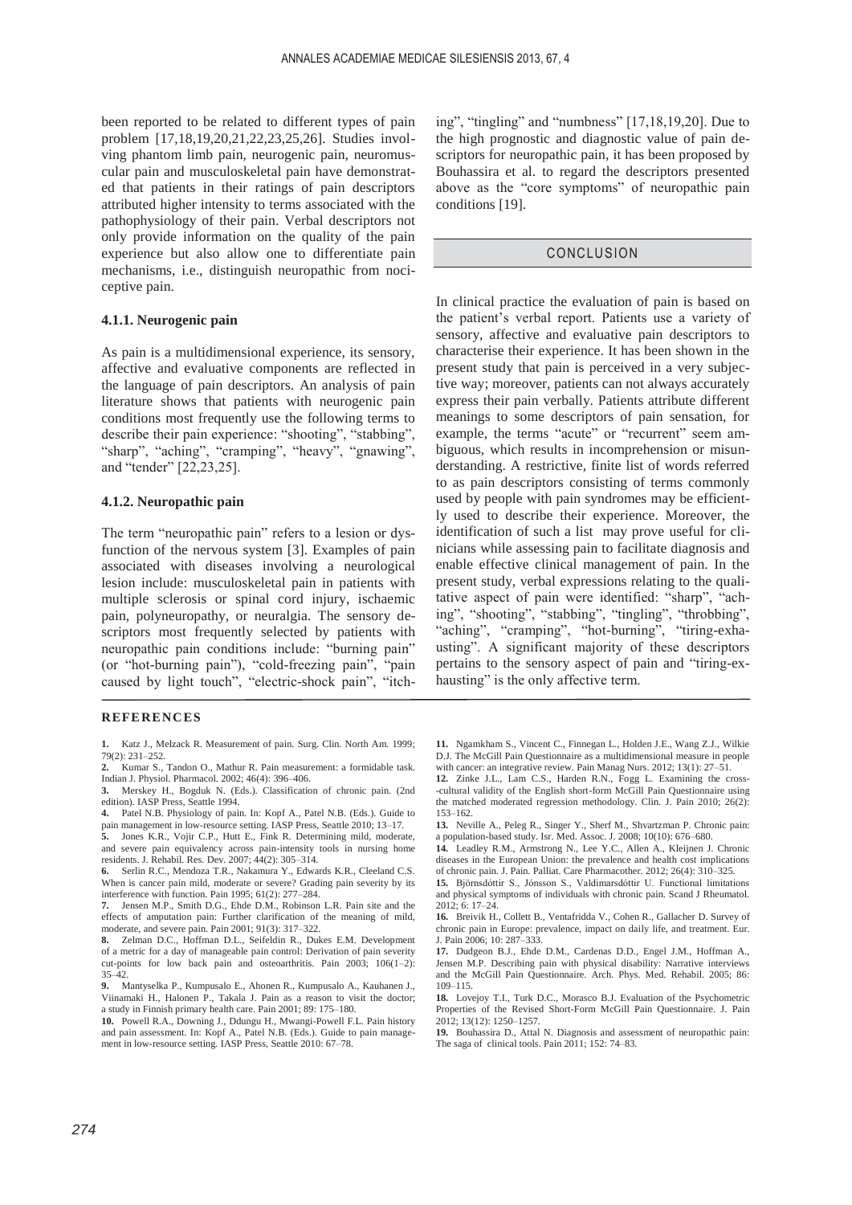been reported to be related to different types of pain problem [17,18,19,20,21,22,23,25,26]. Studies involving phantom limb pain, neurogenic pain, neuromuscular pain and musculoskeletal pain have demonstrated that patients in their ratings of pain descriptors attributed higher intensity to terms associated with the pathophysiology of their pain. Verbal descriptors not only provide information on the quality of the pain experience but also allow one to differentiate pain mechanisms, i.e., distinguish neuropathic from nociceptive pain.

### 4.1.1. Neurogenic pain

As pain is a multidimensional experience, its sensory, affective and evaluative components are reflected in the language of pain descriptors. An analysis of pain literature shows that patients with neurogenic pain conditions most frequently use the following terms to describe their pain experience: "shooting", "stabbing", "sharp", "aching", "cramping", "heavy", "gnawing", and "tender" [22,23,25].

### 4.1.2. Neuropathic pain

The term "neuropathic pain" refers to a lesion or dysfunction of the nervous system [3]. Examples of pain associated with diseases involving a neurological lesion include: musculoskeletal pain in patients with multiple sclerosis or spinal cord injury, ischaemic pain, polyneuropathy, or neuralgia. The sensory descriptors most frequently selected by patients with neuropathic pain conditions include: "burning pain" (or "hot-burning pain"), "cold-freezing pain", "pain caused by light touch", "electric-shock pain", "itching", "tingling" and "numbness" [17,18,19,20]. Due to the high prognostic and diagnostic value of pain descriptors for neuropathic pain, it has been proposed by Bouhassira et al. to regard the descriptors presented above as the "core symptoms" of neuropathic pain conditions [19].

## CONCLUSION

In clinical practice the evaluation of pain is based on the patient's verbal report. Patients use a variety of sensory, affective and evaluative pain descriptors to characterise their experience. It has been shown in the present study that pain is perceived in a very subjective way; moreover, patients can not always accurately express their pain verbally. Patients attribute different meanings to some descriptors of pain sensation, for example, the terms "acute" or "recurrent" seem ambiguous, which results in incomprehension or misunderstanding. A restrictive, finite list of words referred to as pain descriptors consisting of terms commonly used by people with pain syndromes may be efficiently used to describe their experience. Moreover, the identification of such a list may prove useful for clinicians while assessing pain to facilitate diagnosis and enable effective clinical management of pain. In the present study, verbal expressions relating to the qualitative aspect of pain were identified: "sharp", "aching", "shooting", "stabbing", "tingling", "throbbing", "aching", "cramping", "hot-burning", "tiring-exhausting". A significant majority of these descriptors pertains to the sensory aspect of pain and "tiring-exhausting" is the only affective term.

## REFERENCES

1. Katz J., Melzack R. Measurement of pain. Surg. Clin. North Am. 1999; 79(2): 231–252.
2. Kumar S., Tandon O., Mathur R. Pain measurement: a formidable task. Indian J. Physiol. Pharmacol. 2002; 46(4): 396–406.
3. Merskey H., Bogduk N. (Eds.). Classification of chronic pain. (2nd edition). IASP Press, Seattle 1994.
4. Patel N.B. Physiology of pain. In: Kopf A., Patel N.B. (Eds.). Guide to pain management in low-resource setting. IASP Press, Seattle 2010; 13–17.
5. Jones K.R., Vojir C.P., Hutt E., Fink R. Determining mild, moderate, and severe pain equivalency across pain-intensity tools in nursing home residents. J. Rehabil. Res. Dev. 2007; 44(2): 305–314.
6. Serlin R.C., Mendoza T.R., Nakamura Y., Edwards K.R., Cleeland C.S. When is cancer pain mild, moderate or severe? Grading pain severity by its interference with function. Pain 1995; 61(2): 277–284.
7. Jensen M.P., Smith D.G., Ehde D.M., Robinson L.R. Pain site and the effects of amputation pain: Further clarification of the meaning of mild, moderate, and severe pain. Pain 2001; 91(3): 317–322.
8. Zelman D.C., Hoffman D.L., Seifeldin R., Dukes E.M. Development of a metric for a day of manageable pain control: Derivation of pain severity cut-points for low back pain and osteoarthritis. Pain 2003; 106(1–2): 35–42.
9. Mantyselka P., Kumpusalo E., Ahonen R., Kumpusalo A., Kauhanen J., Viinamaki H., Halonen P., Takala J. Pain as a reason to visit the doctor; a study in Finnish primary health care. Pain 2001; 89: 175–180.
10. Powell R.A., Downing J., Ddungu H., Mwangi-Powell F.L. Pain history and pain assessment. In: Kopf A., Patel N.B. (Eds.). Guide to pain management in low-resource setting. IASP Press, Seattle 2010: 67–78.
11. Ngamkham S., Vincent C., Finnegan L., Holden J.E., Wang Z.J., Wilkie D.J. The McGill Pain Questionnaire as a multidimensional measure in people with cancer: an integrative review. Pain Manag Nurs. 2012; 13(1): 27–51.
12. Zinke J.L., Lam C.S., Harden R.N., Fogg L. Examining the cross-cultural validity of the English short-form McGill Pain Questionnaire using the matched moderated regression methodology. Clin. J. Pain 2010; 26(2): 153–162.
13. Neville A., Peleg R., Singer Y., Sherf M., Shvartzman P. Chronic pain: a population-based study. Isr. Med. Assoc. J. 2008; 10(10): 676–680.
14. Leadley R.M., Armstrong N., Lee Y.C., Allen A., Kleijnen J. Chronic diseases in the European Union: the prevalence and health cost implications of chronic pain. J. Pain. Palliat. Care Pharmacother. 2012; 26(4): 310–325.
15. Björnsdóttir S., Jónsson S., Valdimarsdóttir U. Functional limitations and physical symptoms of individuals with chronic pain. Scand J Rheumatol. 2012; 6: 17–24.
16. Breivik H.L., Collett B., Ventafridda V., Cohen R., Gallacher D. Survey of chronic pain in Europe: prevalence, impact on daily life, and treatment. Eur. J. Pain 2006; 10: 287–333.
17. Dudgeon B.J., Ehde D.M., Cardenas D.D., Engel J.M., Hoffman A., Jensen M.P. Describing pain with physical disability: Narrative interviews and the McGill Pain Questionnaire. Arch. Phys. Med. Rehabil. 2005; 86: 109–115.
18. Lovejoy T.I., Turk D.C., Morasco B.J. Evaluation of the Psychometric Properties of the Revised Short-Form McGill Pain Questionnaire. J. Pain 2012; 13(12): 1250–1257.
19. Bouhassira D., Attal N. Diagnosis and assessment of neuropathic pain: The saga of clinical tools. Pain 2011; 152: 74–83.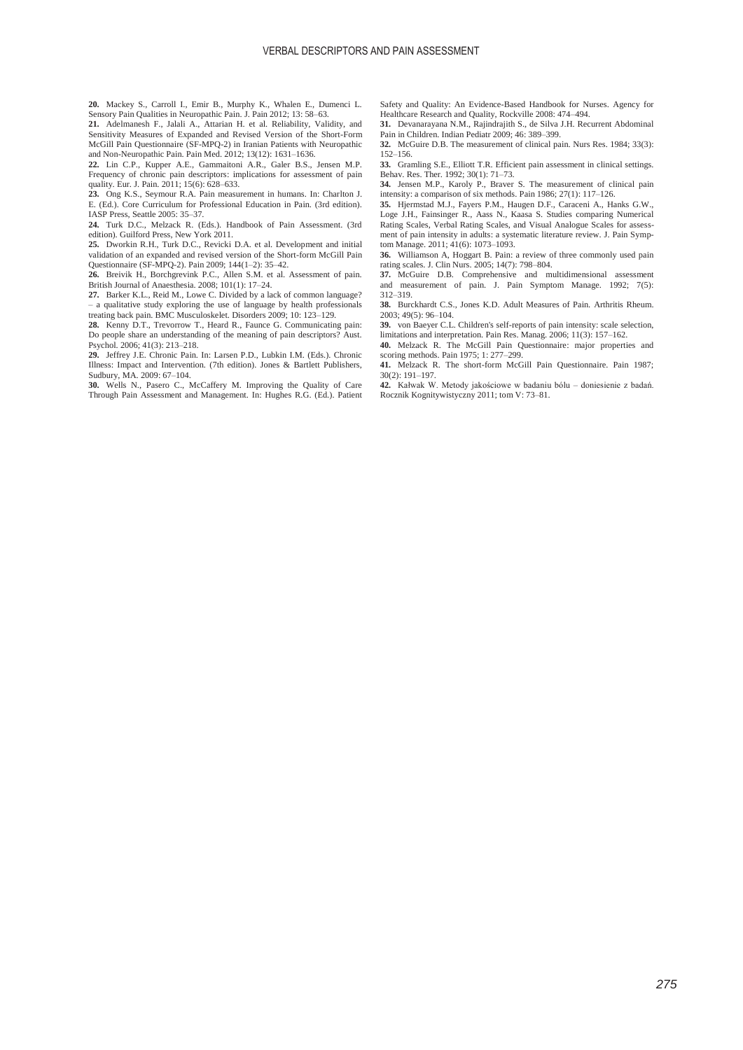**20.** Mackey S., Carroll I., Emir B., Murphy K., Whalen E., Dumenci L. Sensory Pain Qualities in Neuropathic Pain. J. Pain 2012; 13: 58–63.

**21.** Adelmanesh F., Jalali A., Attarian H. et al. Reliability, Validity, and Sensitivity Measures of Expanded and Revised Version of the Short-Form McGill Pain Questionnaire (SF-MPQ-2) in Iranian Patients with Neuropathic and Non-Neuropathic Pain. Pain Med. 2012; 13(12): 1631–1636.

**22.** Lin C.P., Kupper A.E., Gammaitoni A.R., Galer B.S., Jensen M.P. Frequency of chronic pain descriptors: implications for assessment of pain quality. Eur. J. Pain. 2011; 15(6): 628–633.

**23.** Ong K.S., Seymour R.A. Pain measurement in humans. In: Charlton J. E. (Ed.). Core Curriculum for Professional Education in Pain. (3rd edition). IASP Press, Seattle 2005: 35–37.

**24.** Turk D.C., Melzack R. (Eds.). Handbook of Pain Assessment. (3rd edition). Guilford Press, New York 2011.

**25.** Dworkin R.H., Turk D.C., Revicki D.A. et al. Development and initial validation of an expanded and revised version of the Short-form McGill Pain Questionnaire (SF-MPQ-2). Pain 2009; 144(1–2): 35–42.

**26.** Breivik H., Borchgrevink P.C., Allen S.M. et al. Assessment of pain. British Journal of Anaesthesia. 2008; 101(1): 17–24.

**27.** Barker K.L., Reid M., Lowe C. Divided by a lack of common language? – a qualitative study exploring the use of language by health professionals treating back pain. BMC Musculoskelet. Disorders 2009; 10: 123–129.

**28.** Kenny D.T., Trevorrow T., Heard R., Faunce G. Communicating pain: Do people share an understanding of the meaning of pain descriptors? Aust. Psychol. 2006; 41(3): 213–218.

**29.** Jeffrey J.E. Chronic Pain. In: Larsen P.D., Lubkin I.M. (Eds.). Chronic Illness: Impact and Intervention. (7th edition). Jones & Bartlett Publishers, Sudbury, MA. 2009: 67–104.

**30.** Wells N., Pasero C., McCaffery M. Improving the Quality of Care Through Pain Assessment and Management. In: Hughes R.G. (Ed.). Patient Safety and Quality: An Evidence-Based Handbook for Nurses. Agency for Healthcare Research and Quality, Rockville 2008: 474–494.

**31.** Devanarayana N.M., Rajindrajith S., de Silva J.H. Recurrent Abdominal Pain in Children. Indian Pediatr 2009; 46: 389–399.

**32.** McGuire D.B. The measurement of clinical pain. Nurs Res. 1984; 33(3): 152–156.

**33.** Gramling S.E., Elliott T.R. Efficient pain assessment in clinical settings. Behav. Res. Ther. 1992; 30(1): 71–73.

**34.** Jensen M.P., Karoly P., Braver S. The measurement of clinical pain intensity: a comparison of six methods. Pain 1986; 27(1): 117–126.

**35.** Hjermstad M.J., Fayers P.M., Haugen D.F., Caraceni A., Hanks G.W., Loge J.H., Fainsinger R., Aass N., Kaasa S. Studies comparing Numerical Rating Scales, Verbal Rating Scales, and Visual Analogue Scales for assessment of pain intensity in adults: a systematic literature review. J. Pain Symptom Manage. 2011; 41(6): 1073–1093.

**36.** Williamson A, Hoggart B. Pain: a review of three commonly used pain rating scales. J. Clin Nurs. 2005; 14(7): 798–804.

**37.** McGuire D.B. Comprehensive and multidimensional assessment and measurement of pain. J. Pain Symptom Manage. 1992; 7(5): 312–319.

**38.** Burckhardt C.S., Jones K.D. Adult Measures of Pain. Arthritis Rheum. 2003; 49(5): 96–104.

**39.** von Baeyer C.L. Children's self-reports of pain intensity: scale selection, limitations and interpretation. Pain Res. Manag. 2006; 11(3): 157–162.

**40.** Melzack R. The McGill Pain Questionnaire: major properties and scoring methods. Pain 1975; 1: 277–299.

**41.** Melzack R. The short-form McGill Pain Questionnaire. Pain 1987; 30(2): 191–197.

**42.** Kałwak W. Metody jakościowe w badaniu bólu – doniesienie z badań. Rocznik Kognitywistyczny 2011; tom V: 73–81.